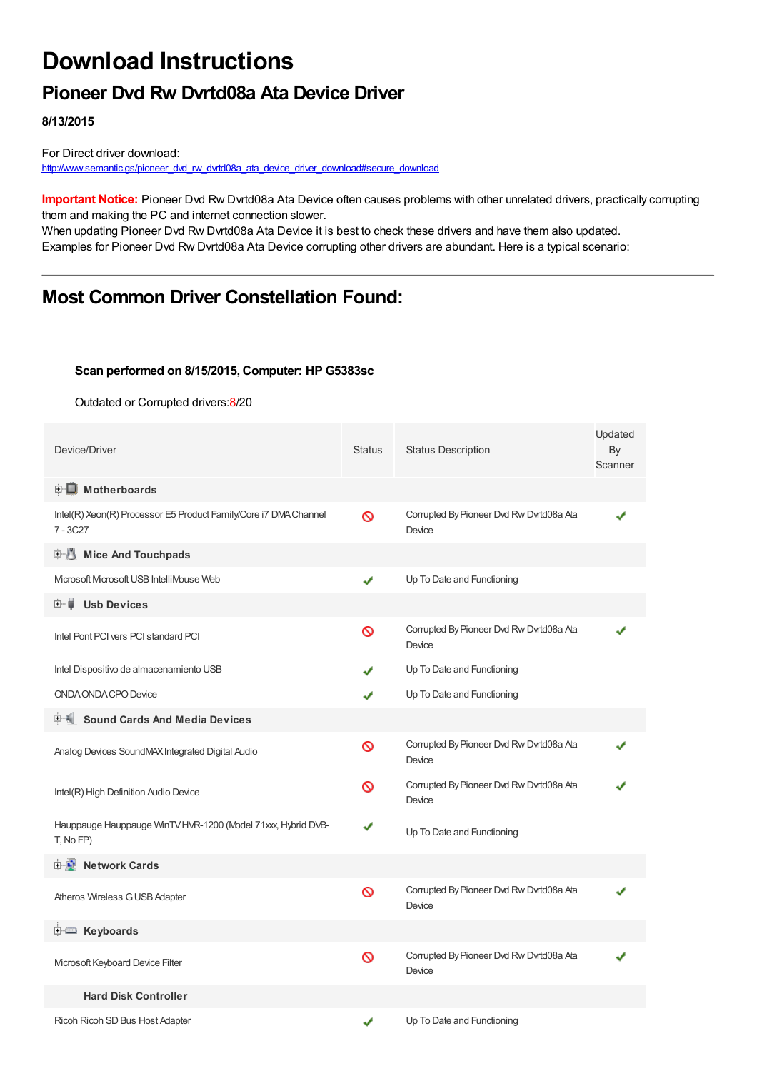# Download Instructions

## Pioneer Dvd Rw Dvrtd08a Ata Device Driver

**8/13/2015**

For Direct driver download:
http://www.semantic.gs/pioneer_dvd_rw_dvrtd08a_ata_device_driver_download#secure_download

**Important Notice:** Pioneer Dvd Rw Dvrtd08a Ata Device often causes problems with other unrelated drivers, practically corrupting them and making the PC and internet connection slower.
When updating Pioneer Dvd Rw Dvrtd08a Ata Device it is best to check these drivers and have them also updated.
Examples for Pioneer Dvd Rw Dvrtd08a Ata Device corrupting other drivers are abundant. Here is a typical scenario:

---

## Most Common Driver Constellation Found:

**Scan performed on 8/15/2015, Computer: HP G5383sc**

Outdated or Corrupted drivers:8/20

| Device/Driver | Status | Status Description | Updated By Scanner |
|---|---|---|---|
| **Motherboards** | | | |
| Intel(R) Xeon(R) Processor E5 Product Family/Core i7 DMA Channel 7 - 3C27 | ⛔ | Corrupted By Pioneer Dvd Rw Dvrtd08a Ata Device | ✔ |
| **Mice And Touchpads** | | | |
| Microsoft Microsoft USB IntelliMouse Web | ✔ | Up To Date and Functioning | |
| **Usb Devices** | | | |
| Intel Pont PCI vers PCI standard PCI | ⛔ | Corrupted By Pioneer Dvd Rw Dvrtd08a Ata Device | ✔ |
| Intel Dispositivo de almacenamiento USB | ✔ | Up To Date and Functioning | |
| ONDA ONDA CPO Device | ✔ | Up To Date and Functioning | |
| **Sound Cards And Media Devices** | | | |
| Analog Devices SoundMAX Integrated Digital Audio | ⛔ | Corrupted By Pioneer Dvd Rw Dvrtd08a Ata Device | ✔ |
| Intel(R) High Definition Audio Device | ⛔ | Corrupted By Pioneer Dvd Rw Dvrtd08a Ata Device | ✔ |
| Hauppauge Hauppauge WinTV HVR-1200 (Model 71xxx, Hybrid DVB-T, No FP) | ✔ | Up To Date and Functioning | |
| **Network Cards** | | | |
| Atheros Wireless G USB Adapter | ⛔ | Corrupted By Pioneer Dvd Rw Dvrtd08a Ata Device | ✔ |
| **Keyboards** | | | |
| Microsoft Keyboard Device Filter | ⛔ | Corrupted By Pioneer Dvd Rw Dvrtd08a Ata Device | ✔ |
| **Hard Disk Controller** | | | |
| Ricoh Ricoh SD Bus Host Adapter | ✔ | Up To Date and Functioning | |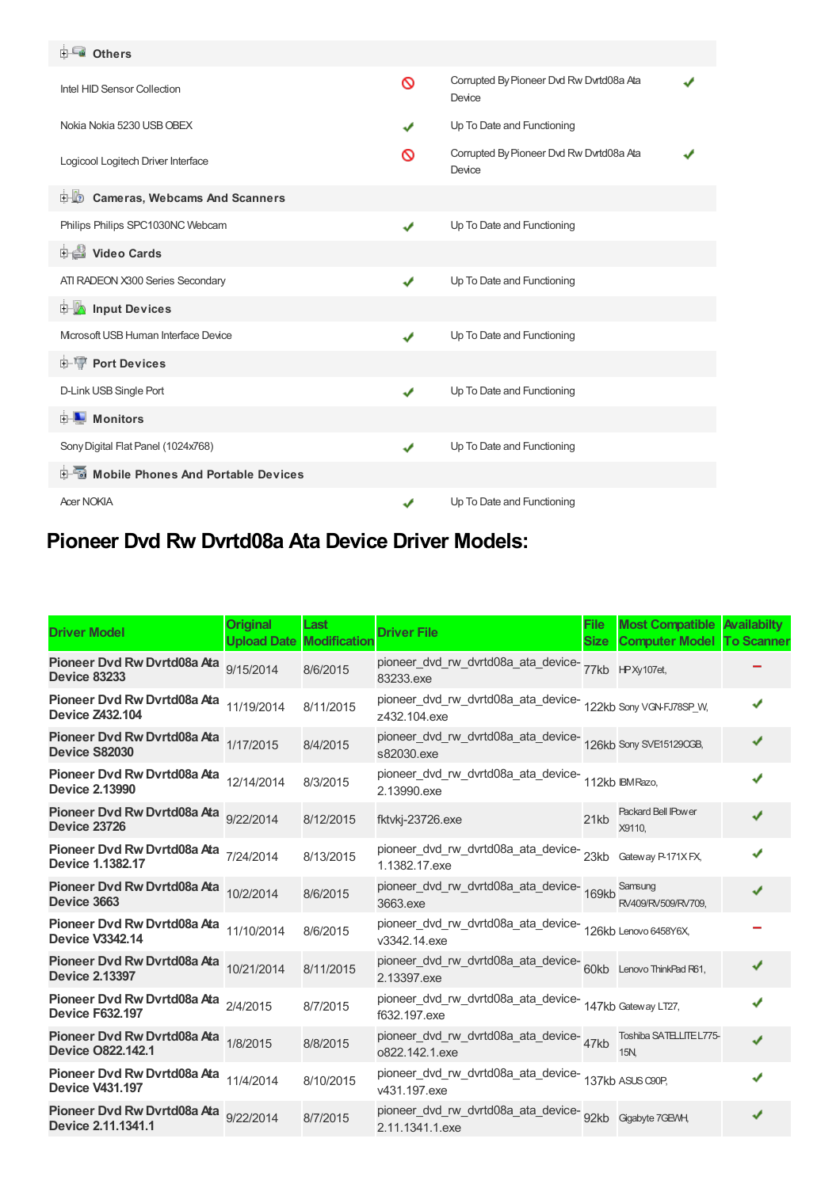| Others | | | |
|---|---|---|---|
| Intel HID Sensor Collection | 🚫 | Corrupted By Pioneer Dvd Rw Dvrtd08a Ata Device | ✔ |
| Nokia Nokia 5230 USB OBEX | ✔ | Up To Date and Functioning | |
| Logicool Logitech Driver Interface | 🚫 | Corrupted By Pioneer Dvd Rw Dvrtd08a Ata Device | ✔ |
| **Cameras, Webcams And Scanners** | | | |
| Philips Philips SPC1030NC Webcam | ✔ | Up To Date and Functioning | |
| **Video Cards** | | | |
| ATI RADEON X300 Series Secondary | ✔ | Up To Date and Functioning | |
| **Input Devices** | | | |
| Microsoft USB Human Interface Device | ✔ | Up To Date and Functioning | |
| **Port Devices** | | | |
| D-Link USB Single Port | ✔ | Up To Date and Functioning | |
| **Monitors** | | | |
| Sony Digital Flat Panel (1024x768) | ✔ | Up To Date and Functioning | |
| **Mobile Phones And Portable Devices** | | | |
| Acer NOKIA | ✔ | Up To Date and Functioning | |

## Pioneer Dvd Rw Dvrtd08a Ata Device Driver Models:

| Driver Model | Original Upload Date | Last Modification | Driver File | File Size | Most Compatible Computer Model | Availabilty To Scanner |
|---|---|---|---|---|---|---|
| **Pioneer Dvd Rw Dvrtd08a Ata Device 83233** | 9/15/2014 | 8/6/2015 | pioneer_dvd_rw_dvrtd08a_ata_device-83233.exe | 77kb | HP Xy107et, | – |
| **Pioneer Dvd Rw Dvrtd08a Ata Device Z432.104** | 11/19/2014 | 8/11/2015 | pioneer_dvd_rw_dvrtd08a_ata_device-z432.104.exe | 122kb | Sony VGN-FJ78SP_W, | ✔ |
| **Pioneer Dvd Rw Dvrtd08a Ata Device S82030** | 1/17/2015 | 8/4/2015 | pioneer_dvd_rw_dvrtd08a_ata_device-s82030.exe | 126kb | Sony SVE15129CGB, | ✔ |
| **Pioneer Dvd Rw Dvrtd08a Ata Device 2.13990** | 12/14/2014 | 8/3/2015 | pioneer_dvd_rw_dvrtd08a_ata_device-2.13990.exe | 112kb | IBM Razo, | ✔ |
| **Pioneer Dvd Rw Dvrtd08a Ata Device 23726** | 9/22/2014 | 8/12/2015 | fktvkj-23726.exe | 21kb | Packard Bell IPower X9110, | ✔ |
| **Pioneer Dvd Rw Dvrtd08a Ata Device 1.1382.17** | 7/24/2014 | 8/13/2015 | pioneer_dvd_rw_dvrtd08a_ata_device-1.1382.17.exe | 23kb | Gateway P-171X FX, | ✔ |
| **Pioneer Dvd Rw Dvrtd08a Ata Device 3663** | 10/2/2014 | 8/6/2015 | pioneer_dvd_rw_dvrtd08a_ata_device-3663.exe | 169kb | Samsung RV409/RV509/RV709, | ✔ |
| **Pioneer Dvd Rw Dvrtd08a Ata Device V3342.14** | 11/10/2014 | 8/6/2015 | pioneer_dvd_rw_dvrtd08a_ata_device-v3342.14.exe | 126kb | Lenovo 6458Y6X, | – |
| **Pioneer Dvd Rw Dvrtd08a Ata Device 2.13397** | 10/21/2014 | 8/11/2015 | pioneer_dvd_rw_dvrtd08a_ata_device-2.13397.exe | 60kb | Lenovo ThinkPad R61, | ✔ |
| **Pioneer Dvd Rw Dvrtd08a Ata Device F632.197** | 2/4/2015 | 8/7/2015 | pioneer_dvd_rw_dvrtd08a_ata_device-f632.197.exe | 147kb | Gateway LT27, | ✔ |
| **Pioneer Dvd Rw Dvrtd08a Ata Device O822.142.1** | 1/8/2015 | 8/8/2015 | pioneer_dvd_rw_dvrtd08a_ata_device-o822.142.1.exe | 47kb | Toshiba SATELLITE L775-15N, | ✔ |
| **Pioneer Dvd Rw Dvrtd08a Ata Device V431.197** | 11/4/2014 | 8/10/2015 | pioneer_dvd_rw_dvrtd08a_ata_device-v431.197.exe | 137kb | ASUS C90P, | ✔ |
| **Pioneer Dvd Rw Dvrtd08a Ata Device 2.11.1341.1** | 9/22/2014 | 8/7/2015 | pioneer_dvd_rw_dvrtd08a_ata_device-2.11.1341.1.exe | 92kb | Gigabyte 7GEWH, | ✔ |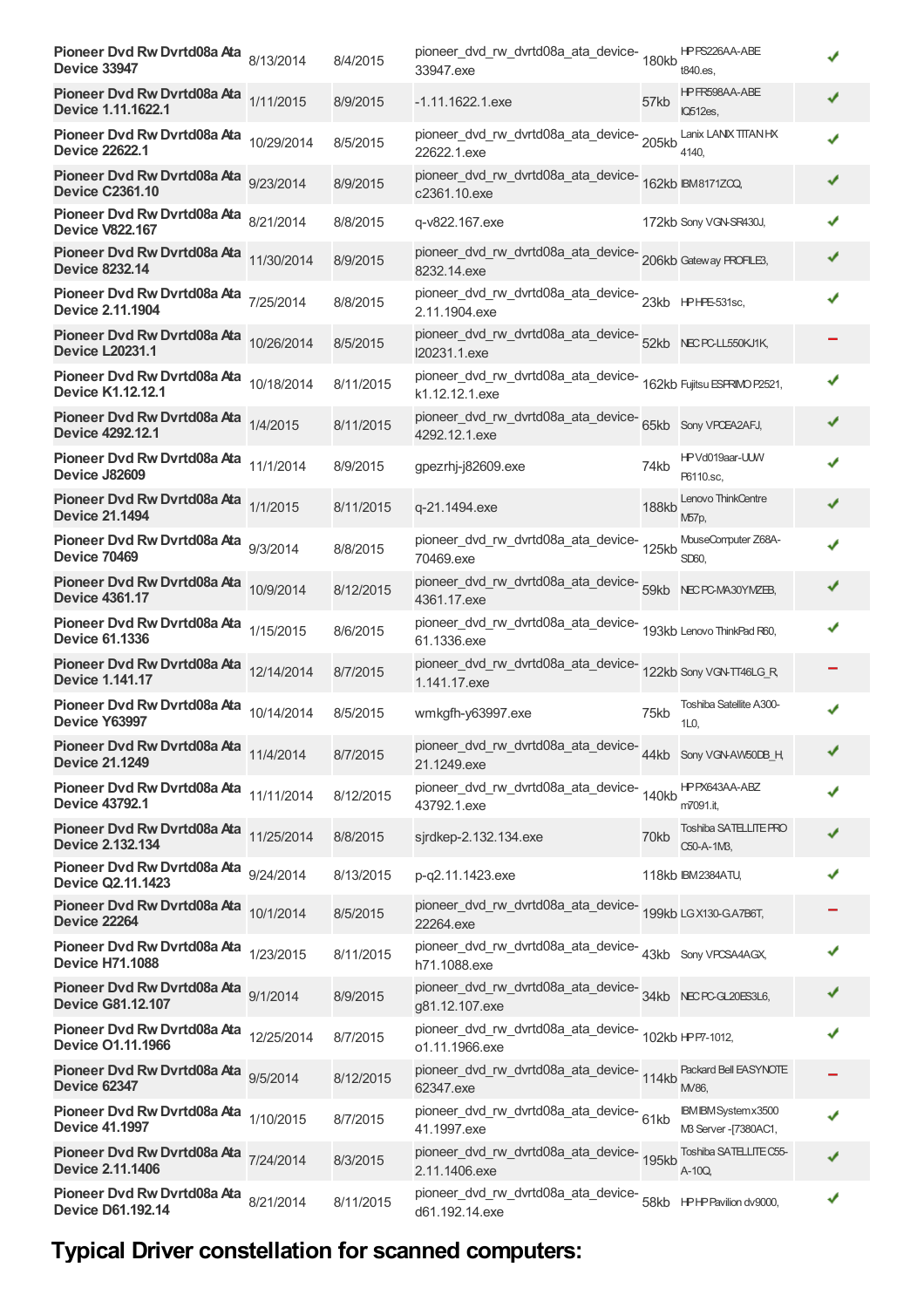| | | | | | | |
|---|---|---|---|---|---|---|
| **Pioneer Dvd Rw Dvrtd08a Ata Device 33947** | 8/13/2014 | 8/4/2015 | pioneer_dvd_rw_dvrtd08a_ata_device-33947.exe | 180kb | HP PS226AA-ABE t840.es, | ✔ |
| **Pioneer Dvd Rw Dvrtd08a Ata Device 1.11.1622.1** | 1/11/2015 | 8/9/2015 | -1.11.1622.1.exe | 57kb | HP FR598AA-ABE IQ512es, | ✔ |
| **Pioneer Dvd Rw Dvrtd08a Ata Device 22622.1** | 10/29/2014 | 8/5/2015 | pioneer_dvd_rw_dvrtd08a_ata_device-22622.1.exe | 205kb | Lanix LANIX TITAN HX 4140, | ✔ |
| **Pioneer Dvd Rw Dvrtd08a Ata Device C2361.10** | 9/23/2014 | 8/9/2015 | pioneer_dvd_rw_dvrtd08a_ata_device-c2361.10.exe | 162kb | IBM 8171ZCQ, | ✔ |
| **Pioneer Dvd Rw Dvrtd08a Ata Device V822.167** | 8/21/2014 | 8/8/2015 | q-v822.167.exe | 172kb | Sony VGN-SR430J, | ✔ |
| **Pioneer Dvd Rw Dvrtd08a Ata Device 8232.14** | 11/30/2014 | 8/9/2015 | pioneer_dvd_rw_dvrtd08a_ata_device-8232.14.exe | 206kb | Gateway PROFILE3, | ✔ |
| **Pioneer Dvd Rw Dvrtd08a Ata Device 2.11.1904** | 7/25/2014 | 8/8/2015 | pioneer_dvd_rw_dvrtd08a_ata_device-2.11.1904.exe | 23kb | HP HPE-531sc, | ✔ |
| **Pioneer Dvd Rw Dvrtd08a Ata Device L20231.1** | 10/26/2014 | 8/5/2015 | pioneer_dvd_rw_dvrtd08a_ata_device-l20231.1.exe | 52kb | NEC PC-LL550KJ1K, | − |
| **Pioneer Dvd Rw Dvrtd08a Ata Device K1.12.12.1** | 10/18/2014 | 8/11/2015 | pioneer_dvd_rw_dvrtd08a_ata_device-k1.12.12.1.exe | 162kb | Fujitsu ESPRIMO P2521, | ✔ |
| **Pioneer Dvd Rw Dvrtd08a Ata Device 4292.12.1** | 1/4/2015 | 8/11/2015 | pioneer_dvd_rw_dvrtd08a_ata_device-4292.12.1.exe | 65kb | Sony VPCEA2AFJ, | ✔ |
| **Pioneer Dvd Rw Dvrtd08a Ata Device J82609** | 11/1/2014 | 8/9/2015 | gpezrhj-j82609.exe | 74kb | HP Vd019aar-UUW P6110.sc, | ✔ |
| **Pioneer Dvd Rw Dvrtd08a Ata Device 21.1494** | 1/1/2015 | 8/11/2015 | q-21.1494.exe | 188kb | Lenovo ThinkCentre M57p, | ✔ |
| **Pioneer Dvd Rw Dvrtd08a Ata Device 70469** | 9/3/2014 | 8/8/2015 | pioneer_dvd_rw_dvrtd08a_ata_device-70469.exe | 125kb | MouseComputer Z68A-SD60, | ✔ |
| **Pioneer Dvd Rw Dvrtd08a Ata Device 4361.17** | 10/9/2014 | 8/12/2015 | pioneer_dvd_rw_dvrtd08a_ata_device-4361.17.exe | 59kb | NEC PC-MA30YMZEB, | ✔ |
| **Pioneer Dvd Rw Dvrtd08a Ata Device 61.1336** | 1/15/2015 | 8/6/2015 | pioneer_dvd_rw_dvrtd08a_ata_device-61.1336.exe | 193kb | Lenovo ThinkPad R60, | ✔ |
| **Pioneer Dvd Rw Dvrtd08a Ata Device 1.141.17** | 12/14/2014 | 8/7/2015 | pioneer_dvd_rw_dvrtd08a_ata_device-1.141.17.exe | 122kb | Sony VGN-TT46LG_R, | − |
| **Pioneer Dvd Rw Dvrtd08a Ata Device Y63997** | 10/14/2014 | 8/5/2015 | wmkgfh-y63997.exe | 75kb | Toshiba Satellite A300-1L0, | ✔ |
| **Pioneer Dvd Rw Dvrtd08a Ata Device 21.1249** | 11/4/2014 | 8/7/2015 | pioneer_dvd_rw_dvrtd08a_ata_device-21.1249.exe | 44kb | Sony VGN-AW50DB_H, | ✔ |
| **Pioneer Dvd Rw Dvrtd08a Ata Device 43792.1** | 11/11/2014 | 8/12/2015 | pioneer_dvd_rw_dvrtd08a_ata_device-43792.1.exe | 140kb | HP PX643AA-ABZ m7091.it, | ✔ |
| **Pioneer Dvd Rw Dvrtd08a Ata Device 2.132.134** | 11/25/2014 | 8/8/2015 | sjrdkep-2.132.134.exe | 70kb | Toshiba SATELLITE PRO C50-A-1M3, | ✔ |
| **Pioneer Dvd Rw Dvrtd08a Ata Device Q2.11.1423** | 9/24/2014 | 8/13/2015 | p-q2.11.1423.exe | 118kb | IBM 2384ATU, | ✔ |
| **Pioneer Dvd Rw Dvrtd08a Ata Device 22264** | 10/1/2014 | 8/5/2015 | pioneer_dvd_rw_dvrtd08a_ata_device-22264.exe | 199kb | LG X130-G.A7B6T, | − |
| **Pioneer Dvd Rw Dvrtd08a Ata Device H71.1088** | 1/23/2015 | 8/11/2015 | pioneer_dvd_rw_dvrtd08a_ata_device-h71.1088.exe | 43kb | Sony VPCSA4AGX, | ✔ |
| **Pioneer Dvd Rw Dvrtd08a Ata Device G81.12.107** | 9/1/2014 | 8/9/2015 | pioneer_dvd_rw_dvrtd08a_ata_device-g81.12.107.exe | 34kb | NEC PC-GL20ES3L6, | ✔ |
| **Pioneer Dvd Rw Dvrtd08a Ata Device O1.11.1966** | 12/25/2014 | 8/7/2015 | pioneer_dvd_rw_dvrtd08a_ata_device-o1.11.1966.exe | 102kb | HP P7-1012, | ✔ |
| **Pioneer Dvd Rw Dvrtd08a Ata Device 62347** | 9/5/2014 | 8/12/2015 | pioneer_dvd_rw_dvrtd08a_ata_device-62347.exe | 114kb | Packard Bell EASYNOTE MV86, | − |
| **Pioneer Dvd Rw Dvrtd08a Ata Device 41.1997** | 1/10/2015 | 8/7/2015 | pioneer_dvd_rw_dvrtd08a_ata_device-41.1997.exe | 61kb | IBM IBM System x3500 M3 Server -[7380AC1, | ✔ |
| **Pioneer Dvd Rw Dvrtd08a Ata Device 2.11.1406** | 7/24/2014 | 8/3/2015 | pioneer_dvd_rw_dvrtd08a_ata_device-2.11.1406.exe | 195kb | Toshiba SATELLITE C55-A-10Q, | ✔ |
| **Pioneer Dvd Rw Dvrtd08a Ata Device D61.192.14** | 8/21/2014 | 8/11/2015 | pioneer_dvd_rw_dvrtd08a_ata_device-d61.192.14.exe | 58kb | HP HP Pavilion dv9000, | ✔ |

## Typical Driver constellation for scanned computers: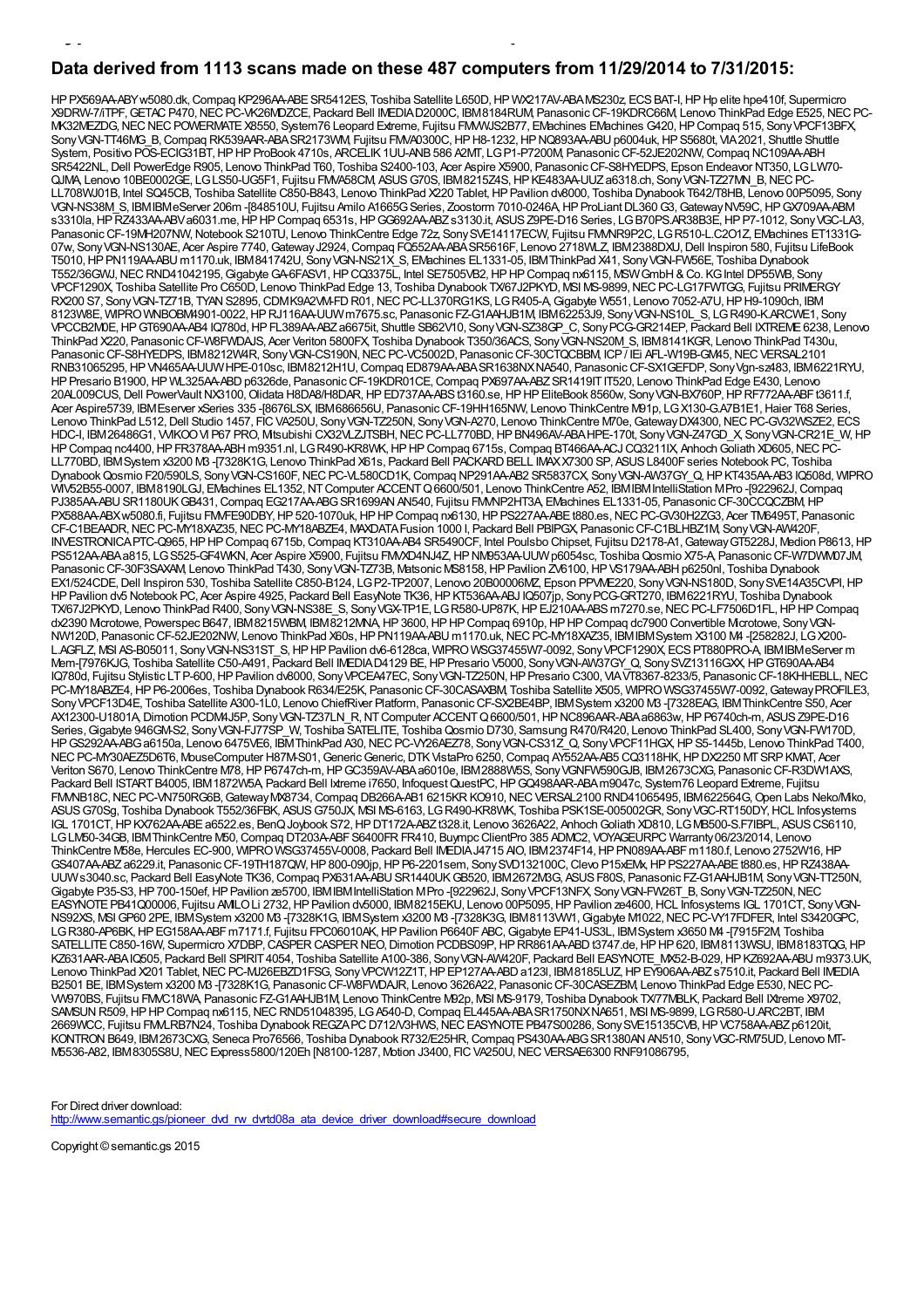## Data derived from 1113 scans made on these 487 computers from 11/29/2014 to 7/31/2015:

HP PX569AA-ABY w5080.dk, Compaq KP296AA-ABE SR5412ES, Toshiba Satellite L650D, HP WX217AV-ABA MS230z, ECS BAT-I, HP Hp elite hpe410f, Supermicro X9DRW-7/iTPF, GETAC P470, NEC PC-VK26MDZCE, Packard Bell IMEDIA D2000C, IBM 8184RUM, Panasonic CF-19KDRC66M, Lenovo ThinkPad Edge E525, NEC PC-MK32MEZDG, NEC NEC POWERMATE X8550, System76 Leopard Extreme, Fujitsu FMVWJS2B77, EMachines EMachines G420, HP Compaq 515, Sony VPCF13BFX, Sony VGN-TT46MG_B, Compaq RK539AAR-ABA SR2173WM, Fujitsu FMVA0300C, HP H8-1232, HP NQ893AA-ABU p6004uk, HP S5680t, VIA 2021, Shuttle Shuttle System, Positivo POS-ECIG31BT, HP HP ProBook 4710s, ARCELIK 1UU-ANB 586 A2MT, LG P1-P7200M, Panasonic CF-52JE202NW, Compaq NC109AA-ABH SR5422NL, Dell PowerEdge R905, Lenovo ThinkPad T60, Toshiba S2400-103, Acer Aspire X5900, Panasonic CF-S8HYEDPS, Epson Endeavor NT350, LG LW70-QJMA, Lenovo 10BE0002GE, LG LS50-UG5F1, Fujitsu FMVA58CM, ASUS G70S, IBM 8215Z4S, HP KE483AA-UUZ a6318.ch, Sony VGN-TZ27MN_B, NEC PC-LL708WJ01B, Intel SQ45CB, Toshiba Satellite C850-B843, Lenovo ThinkPad X220 Tablet, HP Pavilion dv8000, Toshiba Dynabook T642/T8HB, Lenovo 00P5095, Sony VGN-NS38M_S, IBM IBM eServer 206m -[848510U, Fujitsu Amilo A1665G Series, Zoostorm 7010-0246A, HP ProLiant DL360 G3, Gateway NV59C, HP GX709AA-ABM s3310la, HP RZ433AA-ABV a6031.me, HP HP Compaq 6531s, HP GG692AA-ABZ s3130.it, ASUS Z9PE-D16 Series, LG B70PS.AR38B3E, HP P7-1012, Sony VGC-LA3, Panasonic CF-19MH207NW, Notebook S210TU, Lenovo ThinkCentre Edge 72z, Sony SVE14117ECW, Fujitsu FMVNR9P2C, LG R510-L.C2O1Z, EMachines ET1331G-07w, Sony VGN-NS130AE, Acer Aspire 7740, Gateway J2924, Compaq FQ552AA-ABA SR5616F, Lenovo 2718WLZ, IBM 2388DXU, Dell Inspiron 580, Fujitsu LifeBook T5010, HP PN119AA-ABU m1170.uk, IBM 841742U, Sony VGN-NS21X_S, EMachines EL1331-05, IBM ThinkPad X41, Sony VGN-FW56E, Toshiba Dynabook T552/36GWJ, NEC RND41042195, Gigabyte GA-6FASV1, HP CQ3375L, Intel SE7505VB2, HP HP Compaq nx6115, MSW GmbH & Co. KG Intel DP55WB, Sony VPCF1290X, Toshiba Satellite Pro C650D, Lenovo ThinkPad Edge 13, Toshiba Dynabook TX/67J2PKYD, MSI MS-9899, NEC PC-LG17FWTGG, Fujitsu PRIMERGY RX200 S7, Sony VGN-TZ71B, TYAN S2895, CDMK9A2VM-FD R01, NEC PC-LL370RG1KS, LG R405-A, Gigabyte W551, Lenovo 7052-A7U, HP H9-1090ch, IBM 8123W8E, WIPRO WNBOBM4901-0022, HP RJ116AA-UUW m7675.sc, Panasonic FZ-G1AAHJB1M, IBM 62253J9, Sony VGN-NS10L_S, LG R490-K.ARCWE1, Sony VPCCB2M0E, HP GT690AA-AB4 IQ780d, HP FL389AA-ABZ a6675it, Shuttle SB62V10, Sony VGN-SZ38GP_C, Sony PCG-GR214EP, Packard Bell IXTREME 6238, Lenovo ThinkPad X220, Panasonic CF-W8FWDAJS, Acer Veriton 5800FX, Toshiba Dynabook T350/36ACS, Sony VGN-NS20M_S, IBM 8141KGR, Lenovo ThinkPad T430u, Panasonic CF-S8HYEDPS, IBM 8212W4R, Sony VGN-CS190N, NEC PC-VC5002D, Panasonic CF-30CTQCBBM, ICP / IEi AFL-W19B-GM45, NEC VERSAL2101 RNB31065295, HP VN465AA-UUW HPE-010sc, IBM 8212H1U, Compaq ED879AA-ABA SR1638NX NA540, Panasonic CF-SX1GEFDP, Sony Vgn-sz483, IBM 6221RYU, HP Presario B1900, HP WL325AA-ABD p6326de, Panasonic CF-19KDR01CE, Compaq PX697AA-ABZ SR1419IT IT520, Lenovo ThinkPad Edge E430, Lenovo 20AL009CUS, Dell PowerVault NX3100, Olidata H8DA8/H8DAR, HP ED737AA-ABS t3160.se, HP HP EliteBook 8560w, Sony VGN-BX760P, HP RF772AA-ABF t3611.f, Acer Aspire5739, IBM Eserver xSeries 335 -[8676LSX, IBM 686656U, Panasonic CF-19HH165NW, Lenovo ThinkCentre M91p, LG X130-G.A7B1E1, Haier T68 Series, Lenovo ThinkPad L512, Dell Studio 1457, FIC VA250U, Sony VGN-TZ250N, Sony VGN-A270, Lenovo ThinkCentre M70e, Gateway DX4300, NEC PC-GV32WSZE2, ECS HDC-I, IBM 26486G1, VVIKOO VI P67 PRO, Mitsubishi CX32VLZJTSBH, NEC PC-LL770BD, HP BN496AV-ABA HPE-170t, Sony VGN-Z47GD_X, Sony VGN-CR21E_W, HP HP Compaq nc4400, HP FR378AA-ABH m9351.nl, LG R490-KR8WK, HP HP Compaq 6715s, Compaq BT466AA-ACJ CQ3211IX, Anhoch Goliath XD605, NEC PC-LL770BD, IBM System x3200 M3 -[7328K1G, Lenovo ThinkPad X61s, Packard Bell PACKARD BELL IMAX X7300 SP, ASUS L8400F series Notebook PC, Toshiba Dynabook Qosmio F20/590LS, Sony VGN-CS160F, NEC PC-VL580CD1K, Compaq NP291AA-AB2 SR5837CX, Sony VGN-AW37GY_Q, HP KT435AA-AB3 IQ508d, WIPRO WIV52B55-0007, IBM 8190LGJ, EMachines EL1352, NT Computer ACCENT Q 6600/501, Lenovo ThinkCentre A52, IBM IBM IntelliStation M Pro -[922962J, Compaq PJ385AA-ABU SR1180UK GB431, Compaq EG217AA-ABG SR1699AN AN540, Fujitsu FMVNP2HT3A, EMachines EL1331-05, Panasonic CF-30CCQCZBM, HP PX588AA-ABX w5080.fi, Fujitsu FMVFE90DBY, HP 520-1070uk, HP HP Compaq nx6130, HP PS227AA-ABE t880.es, NEC PC-GV30H2ZG3, Acer TM6495T, Panasonic CF-C1BEAADR, NEC PC-MY18XAZ35, NEC PC-MY18ABZE4, MAXDATA Fusion 1000 I, Packard Bell PBIPGX, Panasonic CF-C1BLHBZ1M, Sony VGN-AW420F, INVESTRONICA PTC-Q965, HP HP Compaq 6715b, Compaq KT310AA-AB4 SR5490CF, Intel Poulsbo Chipset, Fujitsu D2178-A1, Gateway GT5228J, Medion P8613, HP PS512AA-ABA a815, LG S525-GF4WKN, Acer Aspire X5900, Fujitsu FMVXD4NJ4Z, HP NM953AA-UUW p6054sc, Toshiba Qosmio X75-A, Panasonic CF-W7DWM07JM, Panasonic CF-30F3SAXAM, Lenovo ThinkPad T430, Sony VGN-TZ73B, Matsonic MS8158, HP Pavilion ZV6100, HP VS179AA-ABH p6250nl, Toshiba Dynabook EX1/524CDE, Dell Inspiron 530, Toshiba Satellite C850-B124, LG P2-TP2007, Lenovo 20B00006MZ, Epson PPVME220, Sony VGN-NS180D, Sony SVE14A35CVPI, HP HP Pavilion dv5 Notebook PC, Acer Aspire 4925, Packard Bell EasyNote TK36, HP KT536AA-ABJ IQ507jp, Sony PCG-GRT270, IBM 6221RYU, Toshiba Dynabook TX/67J2PKYD, Lenovo ThinkPad R400, Sony VGN-NS38E_S, Sony VGX-TP1E, LG R580-UP87K, HP EJ210AA-ABS m7270.se, NEC PC-LF7506D1FL, HP HP Compaq dx2390 Microtowe, Powerspec B647, IBM 8215WBM, IBM 8212MNA, HP 3600, HP HP Compaq 6910p, HP HP Compaq dc7900 Convertible Microtowe, Sony VGN-NW120D, Panasonic CF-52JE202NW, Lenovo ThinkPad X60s, HP PN119AA-ABU m1170.uk, NEC PC-MY18XAZ35, IBM IBM System X3100 M4 -[258282J, LG X200-L.AGFLZ, MSI AS-B05011, Sony VGN-NS31ST_S, HP HP Pavilion dv6-6128ca, WIPRO WSG37455W7-0092, Sony VPCF1290X, ECS PT880PRO-A, IBM IBM eServer m Mem-[7976KJG, Toshiba Satellite C50-A491, Packard Bell IMEDIA D4129 BE, HP Presario V5000, Sony VGN-AW37GY_Q, Sony SVZ13116GXX, HP GT690AA-AB4 IQ780d, Fujitsu Stylistic LT P-600, HP Pavilion dv8000, Sony VPCEA47EC, Sony VGN-TZ250N, HP Presario C300, VIA VT8367-8233/5, Panasonic CF-18KHHEBLL, NEC PC-MY18ABZE4, HP P6-2006es, Toshiba Dynabook R634/E25K, Panasonic CF-30CASAXBM, Toshiba Satellite X505, WIPRO WSG37455W7-0092, Gateway PROFILE3, Sony VPCF13D4E, Toshiba Satellite A300-1L0, Lenovo ChiefRiver Platform, Panasonic CF-SX2BE4BP, IBM System x3200 M3 -[7328EAG, IBM ThinkCentre S50, Acer AX12300-U1801A, Dimotion PCDM4J5P, Sony VGN-TZ37LN_R, NT Computer ACCENT Q 6600/501, HP NC896AAR-ABA a6863w, HP P6740ch-m, ASUS Z9PE-D16 Series, Gigabyte 946GM-S2, Sony VGN-FJ77SP_W, Toshiba SATELLITE, Toshiba Qosmio D730, Samsung R470/R420, Lenovo ThinkPad SL400, Sony VGN-FW170D, HP GS292AA-ABG a6150a, Lenovo 6475VE6, IBM ThinkPad A30, NEC PC-VY26AEZ78, Sony VGN-CS31Z_Q, Sony VPCF11HGX, HP S5-1445b, Lenovo ThinkPad T400, NEC PC-MY30AEZ5D6T6, MouseComputer H87M-S01, Generic Generic, DTK VistaPro 6250, Compaq AY552AA-AB5 CQ3118HK, HP DX2250 MT SRP KMAT, Acer Veriton S670, Lenovo ThinkCentre M78, HP P6747ch-m, HP GC359AV-ABA a6010e, IBM 2888W5S, Sony VGNFW590GJB, IBM 2673CXG, Panasonic CF-R3DW1AXS, Packard Bell ISTART B4005, IBM 1872W5A, Packard Bell Ixtreme i7650, Infoquest QuestPC, HP GQ498AAR-ABA m9047c, System76 Leopard Extreme, Fujitsu FMVNB18C, NEC PC-VN750RG6B, Gateway MX8734, Compaq DB266A-AB1 6215KR KO910, NEC VERSAL2100 RND41065495, IBM 622564G, Open Labs Neko/Miko, ASUS G70Sg, Toshiba Dynabook T552/36FBK, ASUS G750JX, MSI MS-6163, LG R490-KR8WK, Toshiba PSK1SE-005002GR, Sony VGC-RT150DY, HCL Infosystems IGL 1701CT, HP KX762AA-ABE a6522.es, BenQ Joybook S72, HP DT172A-ABZ t328.it, Lenovo 3626A22, Anhoch Goliath XD810, LG MB500-S.F7BPL, ASUS CS6110, LG LM50-34GB, IBM ThinkCentre M50, Compaq DT203A-ABF S6400FR FR410, Buympc ClientPro 385 ADMC2, VOYAGEURPC Warranty 06/23/2014, Lenovo ThinkCentre M58e, Hercules EC-900, WIPRO WSG37455V-0008, Packard Bell IMEDIA J4715 AIO, IBM 2374F14, HP PN089AA-ABF m1180.f, Lenovo 2752W16, HP GS407AA-ABZ a6229.it, Panasonic CF-19TH187QW, HP 800-090jp, HP P6-2201sem, Sony SVD132100C, Clevo P15xEMx, HP PS227AA-ABE t880.es, HP RZ438AA-UUW s3040.sc, Packard Bell EasyNote TK36, Compaq PX631AA-ABU SR1440UK GB520, IBM 2672M3G, ASUS F80S, Panasonic FZ-G1AAHJB1M, Sony VGN-TT250N, Gigabyte P35-S3, HP 700-150ef, HP Pavilion ze5700, IBM IBM IntelliStation M Pro -[922962J, Sony VPCF13NFX, Sony VGN-FW26T_B, Sony VGN-TZ250N, NEC EASYNOTE PB41Q00006, Fujitsu AMILO Li 2732, HP Pavilion dv5000, IBM 8215EKU, Lenovo 00P5095, HP Pavilion ze4600, HCL Infosystems IGL 1701CT, Sony VGN-NS92XS, MSI GP60 2PE, IBM System x3200 M3 -[7328K1G, IBM System x3200 M3 -[7328K3G, IBM 8113VW1, Gigabyte M1022, NEC PC-VY17FDFER, Intel S3420GPC, LG R380-AP6BK, HP EG158AA-ABF m7171.f, Fujitsu FPC06010AK, HP Pavilion P6640F ABC, Gigabyte EP41-US3L, IBM System x3650 M4 -[7915F2M, Toshiba SATELLITE C850-16W, Supermicro X7DBP, CASPER CASPER NEO, Dimotion PCDBS09P, HP RR861AA-ABD t3747.de, HP HP 620, IBM 8113WSU, IBM 8183TQG, HP KZ631AAR-ABA IQ505, Packard Bell SPIRIT 4054, Toshiba Satellite A100-386, Sony VGN-AW420F, Packard Bell EASYNOTE_MX52-B-029, HP KZ692AA-ABU m9373.UK, Lenovo ThinkPad X201 Tablet, NEC PC-MJ26EBZD1FSG, Sony VPCW12Z1T, HP EP127AA-ABD a123l, IBM 8185LUZ, HP EY906AA-ABZ s7510.it, Packard Bell IMEDIA B2501 BE, IBM System x3200 M3 -[7328K1G, Panasonic CF-W8FWDAJR, Lenovo 3626A22, Panasonic CF-30CASEZBM, Lenovo ThinkPad Edge E530, NEC PC-VW970BS, Fujitsu FMVC18WA, Panasonic FZ-G1AAHJB1M, Lenovo ThinkCentre M92p, MSI MS-9179, Toshiba Dynabook TX/77MBLK, Packard Bell IXtreme X9702, SAMSUN R509, HP HP Compaq nx6115, NEC RND51048395, LG A540-D, Compaq EL445AA-ABA SR1750NX NA651, MSI MS-9899, LG R580-U.ARC2BT, IBM 2669WCC, Fujitsu FMVLRB7N24, Toshiba Dynabook REGZA PC D712/V3HWS, NEC EASYNOTE PB47S00286, Sony SVE15135CVB, HP VC758AA-ABZ p6120it, KONTRON B649, IBM 2673CXG, Seneca Pro76566, Toshiba Dynabook R732/E25HR, Compaq PS430AA-ABG SR1380AN AN510, Sony VGC-RM75UD, Lenovo MT-M5536-A82, IBM 8305S8U, NEC Express5800/120Eh [N8100-1287, Motion J3400, FIC VA250U, NEC VERSAE6300 RNF91086795,

For Direct driver download:
http://www.semantic.gs/pioneer_dvd_rw_dvrtd08a_ata_device_driver_download#secure_download

Copyright © semantic.gs 2015